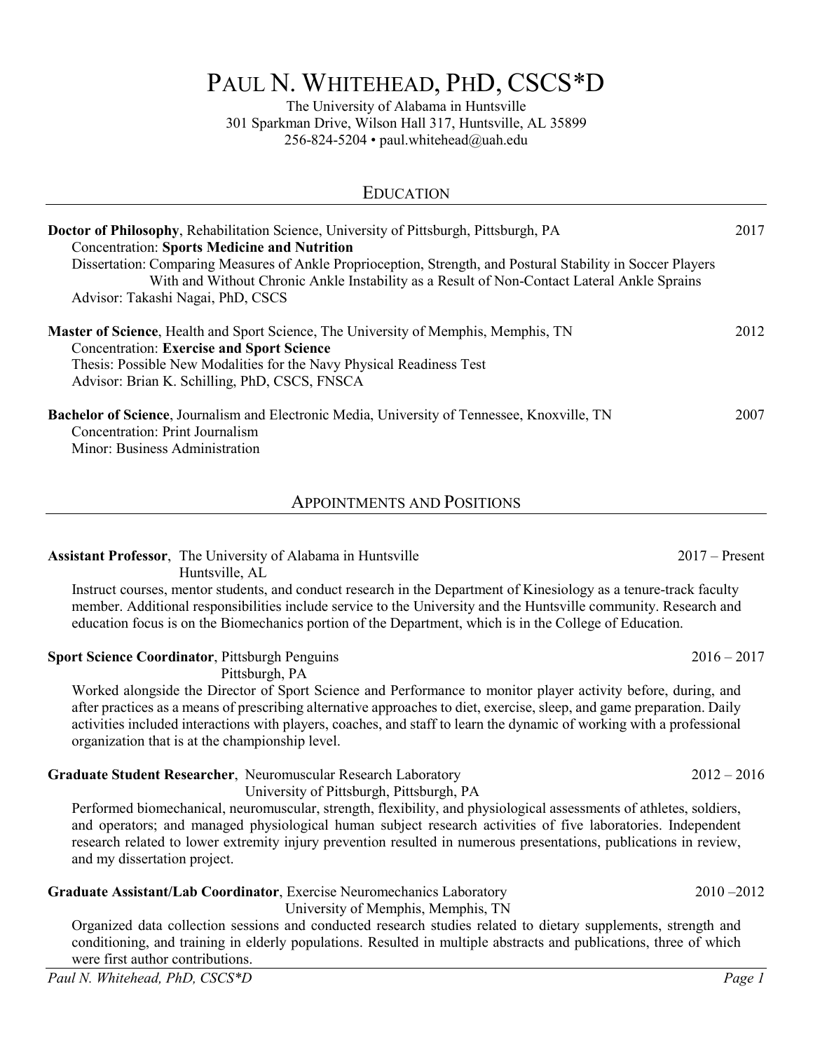# Paul N. Whitehead, PhD, CSCS*D

The University of Alabama in Huntsville
301 Sparkman Drive, Wilson Hall 317, Huntsville, AL 35899
256-824-5204 • paul.whitehead@uah.edu

## Education

**Doctor of Philosophy**, Rehabilitation Science, University of Pittsburgh, Pittsburgh, PA — 2017
Concentration: **Sports Medicine and Nutrition**
Dissertation: Comparing Measures of Ankle Proprioception, Strength, and Postural Stability in Soccer Players With and Without Chronic Ankle Instability as a Result of Non-Contact Lateral Ankle Sprains
Advisor: Takashi Nagai, PhD, CSCS

**Master of Science**, Health and Sport Science, The University of Memphis, Memphis, TN — 2012
Concentration: **Exercise and Sport Science**
Thesis: Possible New Modalities for the Navy Physical Readiness Test
Advisor: Brian K. Schilling, PhD, CSCS, FNSCA

**Bachelor of Science**, Journalism and Electronic Media, University of Tennessee, Knoxville, TN — 2007
Concentration: Print Journalism
Minor: Business Administration

## Appointments and Positions

**Assistant Professor**, The University of Alabama in Huntsville, Huntsville, AL — 2017 – Present

Instruct courses, mentor students, and conduct research in the Department of Kinesiology as a tenure-track faculty member. Additional responsibilities include service to the University and the Huntsville community. Research and education focus is on the Biomechanics portion of the Department, which is in the College of Education.

**Sport Science Coordinator**, Pittsburgh Penguins, Pittsburgh, PA — 2016 – 2017

Worked alongside the Director of Sport Science and Performance to monitor player activity before, during, and after practices as a means of prescribing alternative approaches to diet, exercise, sleep, and game preparation. Daily activities included interactions with players, coaches, and staff to learn the dynamic of working with a professional organization that is at the championship level.

**Graduate Student Researcher**, Neuromuscular Research Laboratory, University of Pittsburgh, Pittsburgh, PA — 2012 – 2016

Performed biomechanical, neuromuscular, strength, flexibility, and physiological assessments of athletes, soldiers, and operators; and managed physiological human subject research activities of five laboratories. Independent research related to lower extremity injury prevention resulted in numerous presentations, publications in review, and my dissertation project.

**Graduate Assistant/Lab Coordinator**, Exercise Neuromechanics Laboratory, University of Memphis, Memphis, TN — 2010 –2012

Organized data collection sessions and conducted research studies related to dietary supplements, strength and conditioning, and training in elderly populations. Resulted in multiple abstracts and publications, three of which were first author contributions.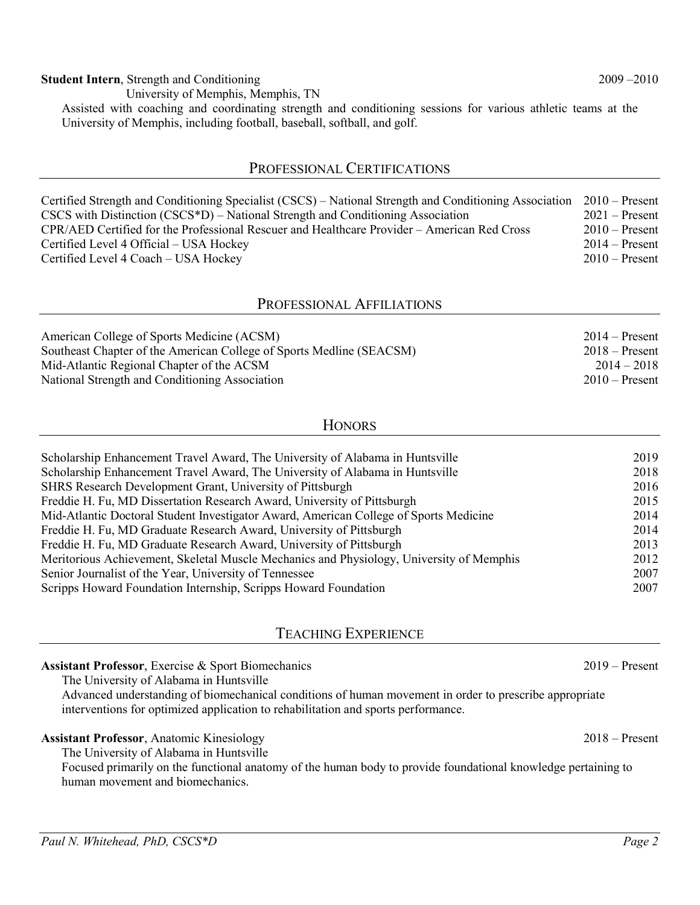**Student Intern**, Strength and Conditioning 2009 –2010
University of Memphis, Memphis, TN
Assisted with coaching and coordinating strength and conditioning sessions for various athletic teams at the University of Memphis, including football, baseball, softball, and golf.

## PROFESSIONAL CERTIFICATIONS

| | |
|---|---|
| Certified Strength and Conditioning Specialist (CSCS) – National Strength and Conditioning Association | 2010 – Present |
| CSCS with Distinction (CSCS*D) – National Strength and Conditioning Association | 2021 – Present |
| CPR/AED Certified for the Professional Rescuer and Healthcare Provider – American Red Cross | 2010 – Present |
| Certified Level 4 Official – USA Hockey | 2014 – Present |
| Certified Level 4 Coach – USA Hockey | 2010 – Present |

## PROFESSIONAL AFFILIATIONS

| | |
|---|---|
| American College of Sports Medicine (ACSM) | 2014 – Present |
| Southeast Chapter of the American College of Sports Medline (SEACSM) | 2018 – Present |
| Mid-Atlantic Regional Chapter of the ACSM | 2014 – 2018 |
| National Strength and Conditioning Association | 2010 – Present |

## HONORS

| | |
|---|---|
| Scholarship Enhancement Travel Award, The University of Alabama in Huntsville | 2019 |
| Scholarship Enhancement Travel Award, The University of Alabama in Huntsville | 2018 |
| SHRS Research Development Grant, University of Pittsburgh | 2016 |
| Freddie H. Fu, MD Dissertation Research Award, University of Pittsburgh | 2015 |
| Mid-Atlantic Doctoral Student Investigator Award, American College of Sports Medicine | 2014 |
| Freddie H. Fu, MD Graduate Research Award, University of Pittsburgh | 2014 |
| Freddie H. Fu, MD Graduate Research Award, University of Pittsburgh | 2013 |
| Meritorious Achievement, Skeletal Muscle Mechanics and Physiology, University of Memphis | 2012 |
| Senior Journalist of the Year, University of Tennessee | 2007 |
| Scripps Howard Foundation Internship, Scripps Howard Foundation | 2007 |

## TEACHING EXPERIENCE

**Assistant Professor**, Exercise & Sport Biomechanics 2019 – Present
The University of Alabama in Huntsville
Advanced understanding of biomechanical conditions of human movement in order to prescribe appropriate interventions for optimized application to rehabilitation and sports performance.

**Assistant Professor**, Anatomic Kinesiology 2018 – Present
The University of Alabama in Huntsville
Focused primarily on the functional anatomy of the human body to provide foundational knowledge pertaining to human movement and biomechanics.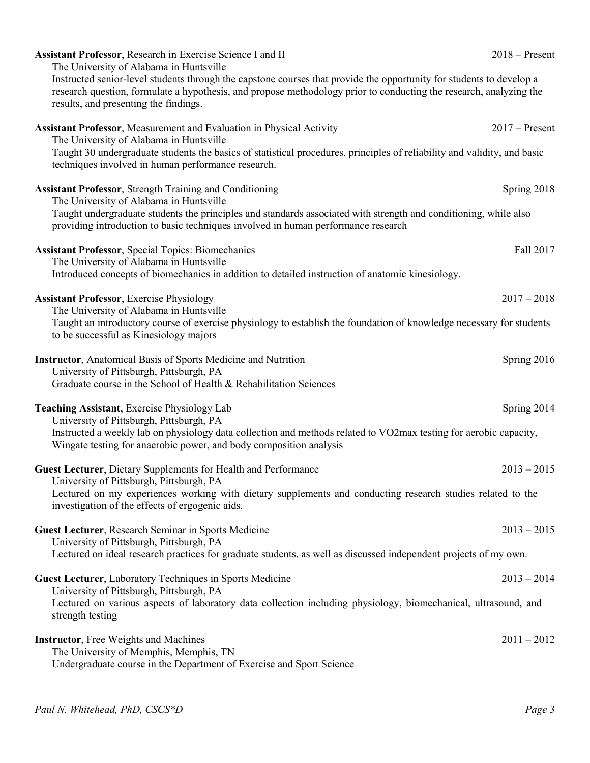**Assistant Professor**, Research in Exercise Science I and II 2018 – Present
The University of Alabama in Huntsville
Instructed senior-level students through the capstone courses that provide the opportunity for students to develop a research question, formulate a hypothesis, and propose methodology prior to conducting the research, analyzing the results, and presenting the findings.

**Assistant Professor**, Measurement and Evaluation in Physical Activity 2017 – Present
The University of Alabama in Huntsville
Taught 30 undergraduate students the basics of statistical procedures, principles of reliability and validity, and basic techniques involved in human performance research.

**Assistant Professor**, Strength Training and Conditioning Spring 2018
The University of Alabama in Huntsville
Taught undergraduate students the principles and standards associated with strength and conditioning, while also providing introduction to basic techniques involved in human performance research

**Assistant Professor**, Special Topics: Biomechanics Fall 2017
The University of Alabama in Huntsville
Introduced concepts of biomechanics in addition to detailed instruction of anatomic kinesiology.

**Assistant Professor**, Exercise Physiology 2017 – 2018
The University of Alabama in Huntsville
Taught an introductory course of exercise physiology to establish the foundation of knowledge necessary for students to be successful as Kinesiology majors

**Instructor**, Anatomical Basis of Sports Medicine and Nutrition Spring 2016
University of Pittsburgh, Pittsburgh, PA
Graduate course in the School of Health & Rehabilitation Sciences

**Teaching Assistant**, Exercise Physiology Lab Spring 2014
University of Pittsburgh, Pittsburgh, PA
Instructed a weekly lab on physiology data collection and methods related to VO2max testing for aerobic capacity, Wingate testing for anaerobic power, and body composition analysis

**Guest Lecturer**, Dietary Supplements for Health and Performance 2013 – 2015
University of Pittsburgh, Pittsburgh, PA
Lectured on my experiences working with dietary supplements and conducting research studies related to the investigation of the effects of ergogenic aids.

**Guest Lecturer**, Research Seminar in Sports Medicine 2013 – 2015
University of Pittsburgh, Pittsburgh, PA
Lectured on ideal research practices for graduate students, as well as discussed independent projects of my own.

**Guest Lecturer**, Laboratory Techniques in Sports Medicine 2013 – 2014
University of Pittsburgh, Pittsburgh, PA
Lectured on various aspects of laboratory data collection including physiology, biomechanical, ultrasound, and strength testing

**Instructor**, Free Weights and Machines 2011 – 2012
The University of Memphis, Memphis, TN
Undergraduate course in the Department of Exercise and Sport Science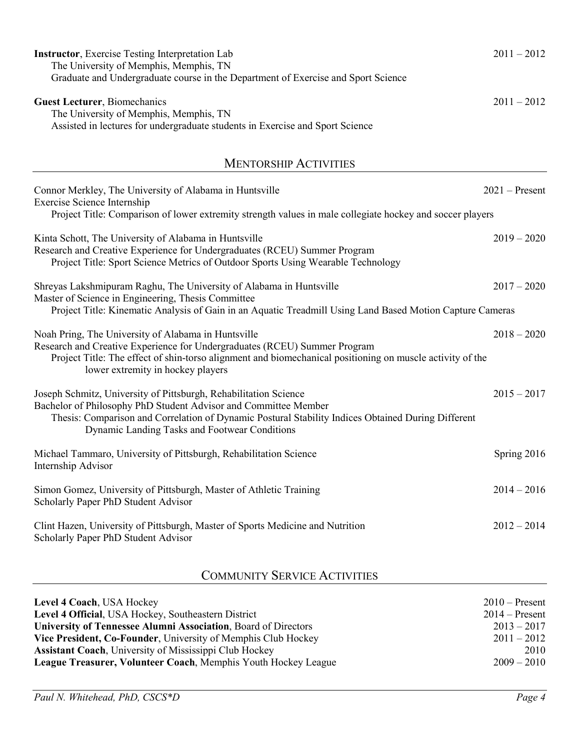**Instructor**, Exercise Testing Interpretation Lab — 2011 – 2012
The University of Memphis, Memphis, TN
Graduate and Undergraduate course in the Department of Exercise and Sport Science

**Guest Lecturer**, Biomechanics — 2011 – 2012
The University of Memphis, Memphis, TN
Assisted in lectures for undergraduate students in Exercise and Sport Science

## MENTORSHIP ACTIVITIES

Connor Merkley, The University of Alabama in Huntsville — 2021 – Present
Exercise Science Internship
Project Title: Comparison of lower extremity strength values in male collegiate hockey and soccer players

Kinta Schott, The University of Alabama in Huntsville — 2019 – 2020
Research and Creative Experience for Undergraduates (RCEU) Summer Program
Project Title: Sport Science Metrics of Outdoor Sports Using Wearable Technology

Shreyas Lakshmipuram Raghu, The University of Alabama in Huntsville — 2017 – 2020
Master of Science in Engineering, Thesis Committee
Project Title: Kinematic Analysis of Gain in an Aquatic Treadmill Using Land Based Motion Capture Cameras

Noah Pring, The University of Alabama in Huntsville — 2018 – 2020
Research and Creative Experience for Undergraduates (RCEU) Summer Program
Project Title: The effect of shin-torso alignment and biomechanical positioning on muscle activity of the lower extremity in hockey players

Joseph Schmitz, University of Pittsburgh, Rehabilitation Science — 2015 – 2017
Bachelor of Philosophy PhD Student Advisor and Committee Member
Thesis: Comparison and Correlation of Dynamic Postural Stability Indices Obtained During Different Dynamic Landing Tasks and Footwear Conditions

Michael Tammaro, University of Pittsburgh, Rehabilitation Science — Spring 2016
Internship Advisor

Simon Gomez, University of Pittsburgh, Master of Athletic Training — 2014 – 2016
Scholarly Paper PhD Student Advisor

Clint Hazen, University of Pittsburgh, Master of Sports Medicine and Nutrition — 2012 – 2014
Scholarly Paper PhD Student Advisor

## COMMUNITY SERVICE ACTIVITIES

**Level 4 Coach**, USA Hockey — 2010 – Present
**Level 4 Official**, USA Hockey, Southeastern District — 2014 – Present
**University of Tennessee Alumni Association**, Board of Directors — 2013 – 2017
**Vice President, Co-Founder**, University of Memphis Club Hockey — 2011 – 2012
**Assistant Coach**, University of Mississippi Club Hockey — 2010
**League Treasurer, Volunteer Coach**, Memphis Youth Hockey League — 2009 – 2010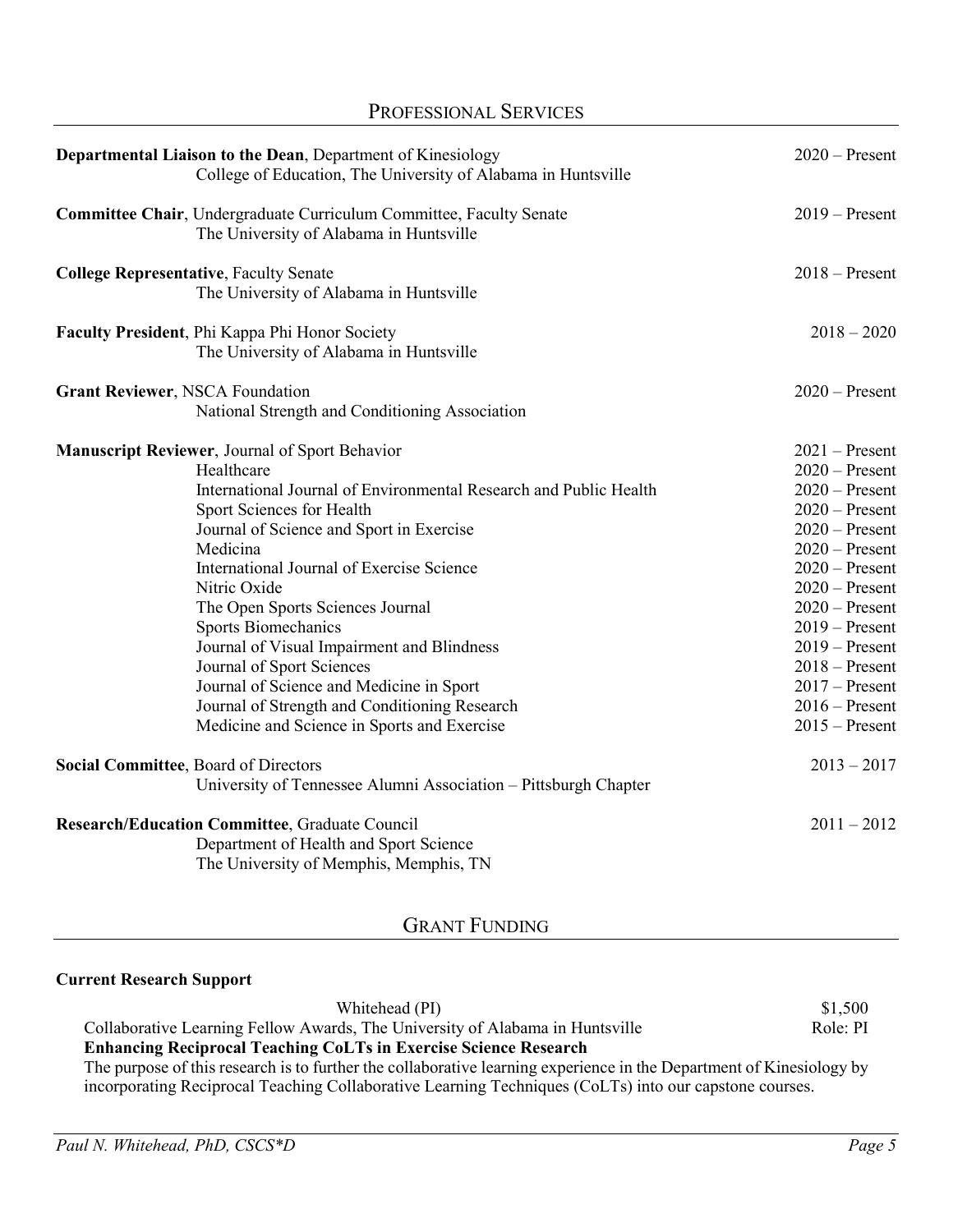## PROFESSIONAL SERVICES

**Departmental Liaison to the Dean**, Department of Kinesiology — 2020 – Present
College of Education, The University of Alabama in Huntsville

**Committee Chair**, Undergraduate Curriculum Committee, Faculty Senate — 2019 – Present
The University of Alabama in Huntsville

**College Representative**, Faculty Senate — 2018 – Present
The University of Alabama in Huntsville

**Faculty President**, Phi Kappa Phi Honor Society — 2018 – 2020
The University of Alabama in Huntsville

**Grant Reviewer**, NSCA Foundation — 2020 – Present
National Strength and Conditioning Association

**Manuscript Reviewer**, Journal of Sport Behavior — 2021 – Present
Healthcare — 2020 – Present
International Journal of Environmental Research and Public Health — 2020 – Present
Sport Sciences for Health — 2020 – Present
Journal of Science and Sport in Exercise — 2020 – Present
Medicina — 2020 – Present
International Journal of Exercise Science — 2020 – Present
Nitric Oxide — 2020 – Present
The Open Sports Sciences Journal — 2020 – Present
Sports Biomechanics — 2019 – Present
Journal of Visual Impairment and Blindness — 2019 – Present
Journal of Sport Sciences — 2018 – Present
Journal of Science and Medicine in Sport — 2017 – Present
Journal of Strength and Conditioning Research — 2016 – Present
Medicine and Science in Sports and Exercise — 2015 – Present

**Social Committee**, Board of Directors — 2013 – 2017
University of Tennessee Alumni Association – Pittsburgh Chapter

**Research/Education Committee**, Graduate Council — 2011 – 2012
Department of Health and Sport Science
The University of Memphis, Memphis, TN

## GRANT FUNDING

**Current Research Support**

Whitehead (PI) — $1,500
Collaborative Learning Fellow Awards, The University of Alabama in Huntsville — Role: PI
**Enhancing Reciprocal Teaching CoLTs in Exercise Science Research**
The purpose of this research is to further the collaborative learning experience in the Department of Kinesiology by incorporating Reciprocal Teaching Collaborative Learning Techniques (CoLTs) into our capstone courses.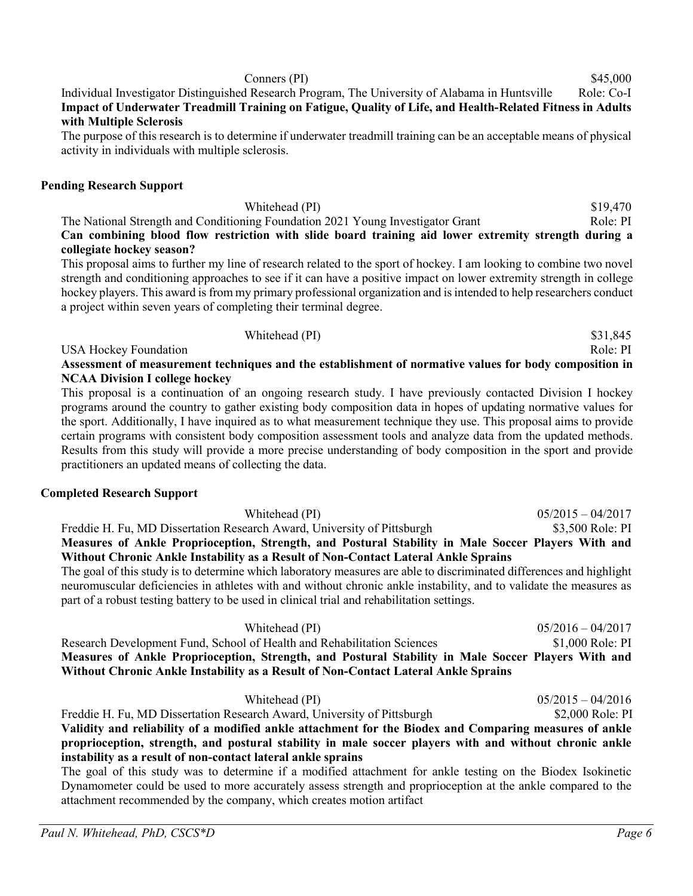Conners (PI) $45,000

Individual Investigator Distinguished Research Program, The University of Alabama in Huntsville Role: Co-I

**Impact of Underwater Treadmill Training on Fatigue, Quality of Life, and Health-Related Fitness in Adults with Multiple Sclerosis**

The purpose of this research is to determine if underwater treadmill training can be an acceptable means of physical activity in individuals with multiple sclerosis.

**Pending Research Support**

Whitehead (PI) $19,470

The National Strength and Conditioning Foundation 2021 Young Investigator Grant Role: PI

**Can combining blood flow restriction with slide board training aid lower extremity strength during a collegiate hockey season?**

This proposal aims to further my line of research related to the sport of hockey. I am looking to combine two novel strength and conditioning approaches to see if it can have a positive impact on lower extremity strength in college hockey players. This award is from my primary professional organization and is intended to help researchers conduct a project within seven years of completing their terminal degree.

Whitehead (PI) $31,845

USA Hockey Foundation Role: PI

**Assessment of measurement techniques and the establishment of normative values for body composition in NCAA Division I college hockey**

This proposal is a continuation of an ongoing research study. I have previously contacted Division I hockey programs around the country to gather existing body composition data in hopes of updating normative values for the sport. Additionally, I have inquired as to what measurement technique they use. This proposal aims to provide certain programs with consistent body composition assessment tools and analyze data from the updated methods. Results from this study will provide a more precise understanding of body composition in the sport and provide practitioners an updated means of collecting the data.

**Completed Research Support**

Whitehead (PI) 05/2015 – 04/2017

Freddie H. Fu, MD Dissertation Research Award, University of Pittsburgh $3,500 Role: PI

**Measures of Ankle Proprioception, Strength, and Postural Stability in Male Soccer Players With and Without Chronic Ankle Instability as a Result of Non-Contact Lateral Ankle Sprains**

The goal of this study is to determine which laboratory measures are able to discriminated differences and highlight neuromuscular deficiencies in athletes with and without chronic ankle instability, and to validate the measures as part of a robust testing battery to be used in clinical trial and rehabilitation settings.

Whitehead (PI) 05/2016 – 04/2017

Research Development Fund, School of Health and Rehabilitation Sciences $1,000 Role: PI

**Measures of Ankle Proprioception, Strength, and Postural Stability in Male Soccer Players With and Without Chronic Ankle Instability as a Result of Non-Contact Lateral Ankle Sprains**

Whitehead (PI) 05/2015 – 04/2016

Freddie H. Fu, MD Dissertation Research Award, University of Pittsburgh $2,000 Role: PI

**Validity and reliability of a modified ankle attachment for the Biodex and Comparing measures of ankle proprioception, strength, and postural stability in male soccer players with and without chronic ankle instability as a result of non-contact lateral ankle sprains**

The goal of this study was to determine if a modified attachment for ankle testing on the Biodex Isokinetic Dynamometer could be used to more accurately assess strength and proprioception at the ankle compared to the attachment recommended by the company, which creates motion artifact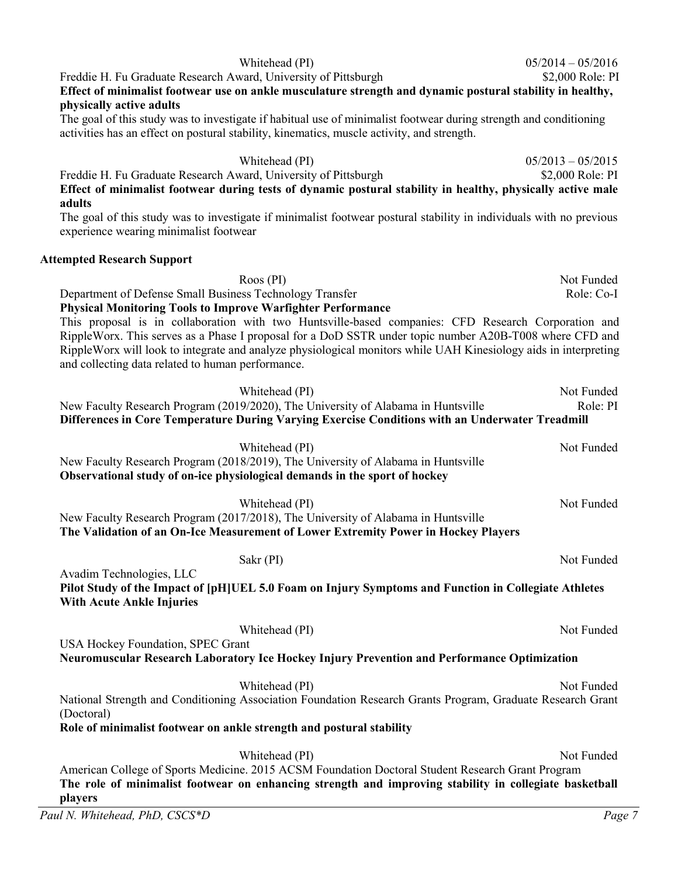Whitehead (PI) 05/2014 – 05/2016

Freddie H. Fu Graduate Research Award, University of Pittsburgh $2,000 Role: PI

**Effect of minimalist footwear use on ankle musculature strength and dynamic postural stability in healthy, physically active adults**

The goal of this study was to investigate if habitual use of minimalist footwear during strength and conditioning activities has an effect on postural stability, kinematics, muscle activity, and strength.

Whitehead (PI) 05/2013 – 05/2015

Freddie H. Fu Graduate Research Award, University of Pittsburgh $2,000 Role: PI

**Effect of minimalist footwear during tests of dynamic postural stability in healthy, physically active male adults**

The goal of this study was to investigate if minimalist footwear postural stability in individuals with no previous experience wearing minimalist footwear

### Attempted Research Support

Roos (PI) Not Funded

Department of Defense Small Business Technology Transfer Role: Co-I

**Physical Monitoring Tools to Improve Warfighter Performance**

This proposal is in collaboration with two Huntsville-based companies: CFD Research Corporation and RippleWorx. This serves as a Phase I proposal for a DoD SSTR under topic number A20B-T008 where CFD and RippleWorx will look to integrate and analyze physiological monitors while UAH Kinesiology aids in interpreting and collecting data related to human performance.

Whitehead (PI) Not Funded

New Faculty Research Program (2019/2020), The University of Alabama in Huntsville Role: PI

**Differences in Core Temperature During Varying Exercise Conditions with an Underwater Treadmill**

Whitehead (PI) Not Funded

New Faculty Research Program (2018/2019), The University of Alabama in Huntsville

**Observational study of on-ice physiological demands in the sport of hockey**

Whitehead (PI) Not Funded

New Faculty Research Program (2017/2018), The University of Alabama in Huntsville

**The Validation of an On-Ice Measurement of Lower Extremity Power in Hockey Players**

Sakr (PI) Not Funded

Avadim Technologies, LLC

**Pilot Study of the Impact of [pH]UEL 5.0 Foam on Injury Symptoms and Function in Collegiate Athletes With Acute Ankle Injuries**

Whitehead (PI) Not Funded

USA Hockey Foundation, SPEC Grant

**Neuromuscular Research Laboratory Ice Hockey Injury Prevention and Performance Optimization**

Whitehead (PI) Not Funded

National Strength and Conditioning Association Foundation Research Grants Program, Graduate Research Grant (Doctoral)

**Role of minimalist footwear on ankle strength and postural stability**

Whitehead (PI) Not Funded

American College of Sports Medicine. 2015 ACSM Foundation Doctoral Student Research Grant Program

**The role of minimalist footwear on enhancing strength and improving stability in collegiate basketball players**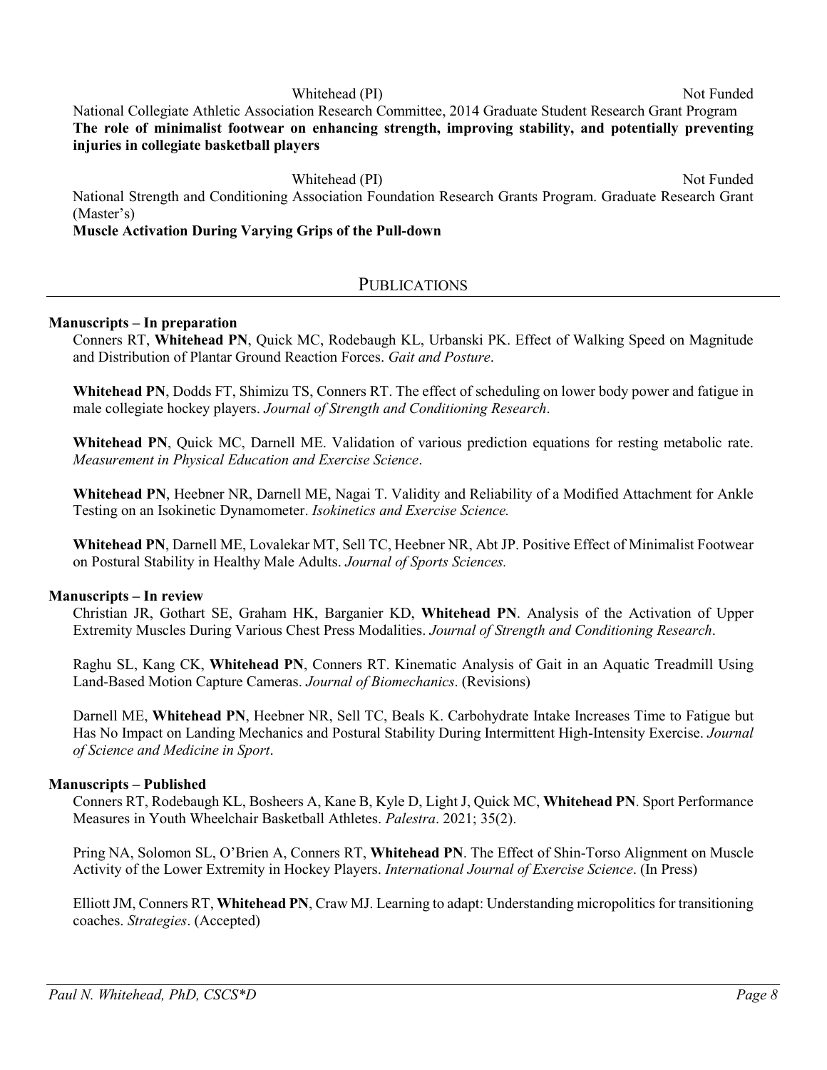Whitehead (PI) — Not Funded

National Collegiate Athletic Association Research Committee, 2014 Graduate Student Research Grant Program

**The role of minimalist footwear on enhancing strength, improving stability, and potentially preventing injuries in collegiate basketball players**

Whitehead (PI) — Not Funded

National Strength and Conditioning Association Foundation Research Grants Program. Graduate Research Grant (Master's)

**Muscle Activation During Varying Grips of the Pull-down**

## PUBLICATIONS

### Manuscripts – In preparation

Conners RT, **Whitehead PN**, Quick MC, Rodebaugh KL, Urbanski PK. Effect of Walking Speed on Magnitude and Distribution of Plantar Ground Reaction Forces. *Gait and Posture*.

**Whitehead PN**, Dodds FT, Shimizu TS, Conners RT. The effect of scheduling on lower body power and fatigue in male collegiate hockey players. *Journal of Strength and Conditioning Research*.

**Whitehead PN**, Quick MC, Darnell ME. Validation of various prediction equations for resting metabolic rate. *Measurement in Physical Education and Exercise Science*.

**Whitehead PN**, Heebner NR, Darnell ME, Nagai T. Validity and Reliability of a Modified Attachment for Ankle Testing on an Isokinetic Dynamometer. *Isokinetics and Exercise Science.*

**Whitehead PN**, Darnell ME, Lovalekar MT, Sell TC, Heebner NR, Abt JP. Positive Effect of Minimalist Footwear on Postural Stability in Healthy Male Adults. *Journal of Sports Sciences.*

### Manuscripts – In review

Christian JR, Gothart SE, Graham HK, Barganier KD, **Whitehead PN**. Analysis of the Activation of Upper Extremity Muscles During Various Chest Press Modalities. *Journal of Strength and Conditioning Research*.

Raghu SL, Kang CK, **Whitehead PN**, Conners RT. Kinematic Analysis of Gait in an Aquatic Treadmill Using Land-Based Motion Capture Cameras. *Journal of Biomechanics*. (Revisions)

Darnell ME, **Whitehead PN**, Heebner NR, Sell TC, Beals K. Carbohydrate Intake Increases Time to Fatigue but Has No Impact on Landing Mechanics and Postural Stability During Intermittent High-Intensity Exercise. *Journal of Science and Medicine in Sport*.

### Manuscripts – Published

Conners RT, Rodebaugh KL, Bosheers A, Kane B, Kyle D, Light J, Quick MC, **Whitehead PN**. Sport Performance Measures in Youth Wheelchair Basketball Athletes. *Palestra*. 2021; 35(2).

Pring NA, Solomon SL, O'Brien A, Conners RT, **Whitehead PN**. The Effect of Shin-Torso Alignment on Muscle Activity of the Lower Extremity in Hockey Players. *International Journal of Exercise Science*. (In Press)

Elliott JM, Conners RT, **Whitehead PN**, Craw MJ. Learning to adapt: Understanding micropolitics for transitioning coaches. *Strategies*. (Accepted)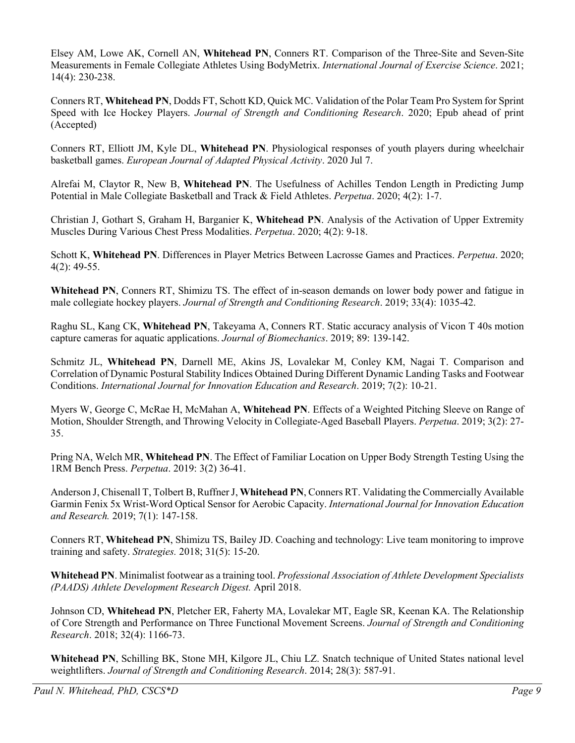Elsey AM, Lowe AK, Cornell AN, **Whitehead PN**, Conners RT. Comparison of the Three-Site and Seven-Site Measurements in Female Collegiate Athletes Using BodyMetrix. *International Journal of Exercise Science*. 2021; 14(4): 230-238.

Conners RT, **Whitehead PN**, Dodds FT, Schott KD, Quick MC. Validation of the Polar Team Pro System for Sprint Speed with Ice Hockey Players. *Journal of Strength and Conditioning Research*. 2020; Epub ahead of print (Accepted)

Conners RT, Elliott JM, Kyle DL, **Whitehead PN**. Physiological responses of youth players during wheelchair basketball games. *European Journal of Adapted Physical Activity*. 2020 Jul 7.

Alrefai M, Claytor R, New B, **Whitehead PN**. The Usefulness of Achilles Tendon Length in Predicting Jump Potential in Male Collegiate Basketball and Track & Field Athletes. *Perpetua*. 2020; 4(2): 1-7.

Christian J, Gothart S, Graham H, Barganier K, **Whitehead PN**. Analysis of the Activation of Upper Extremity Muscles During Various Chest Press Modalities. *Perpetua*. 2020; 4(2): 9-18.

Schott K, **Whitehead PN**. Differences in Player Metrics Between Lacrosse Games and Practices. *Perpetua*. 2020; 4(2): 49-55.

**Whitehead PN**, Conners RT, Shimizu TS. The effect of in-season demands on lower body power and fatigue in male collegiate hockey players. *Journal of Strength and Conditioning Research*. 2019; 33(4): 1035-42.

Raghu SL, Kang CK, **Whitehead PN**, Takeyama A, Conners RT. Static accuracy analysis of Vicon T 40s motion capture cameras for aquatic applications. *Journal of Biomechanics*. 2019; 89: 139-142.

Schmitz JL, **Whitehead PN**, Darnell ME, Akins JS, Lovalekar M, Conley KM, Nagai T. Comparison and Correlation of Dynamic Postural Stability Indices Obtained During Different Dynamic Landing Tasks and Footwear Conditions. *International Journal for Innovation Education and Research*. 2019; 7(2): 10-21.

Myers W, George C, McRae H, McMahan A, **Whitehead PN**. Effects of a Weighted Pitching Sleeve on Range of Motion, Shoulder Strength, and Throwing Velocity in Collegiate-Aged Baseball Players. *Perpetua*. 2019; 3(2): 27-35.

Pring NA, Welch MR, **Whitehead PN**. The Effect of Familiar Location on Upper Body Strength Testing Using the 1RM Bench Press. *Perpetua*. 2019: 3(2) 36-41.

Anderson J, Chisenall T, Tolbert B, Ruffner J, **Whitehead PN**, Conners RT. Validating the Commercially Available Garmin Fenix 5x Wrist-Word Optical Sensor for Aerobic Capacity. *International Journal for Innovation Education and Research.* 2019; 7(1): 147-158.

Conners RT, **Whitehead PN**, Shimizu TS, Bailey JD. Coaching and technology: Live team monitoring to improve training and safety. *Strategies.* 2018; 31(5): 15-20.

**Whitehead PN**. Minimalist footwear as a training tool. *Professional Association of Athlete Development Specialists (PAADS) Athlete Development Research Digest.* April 2018.

Johnson CD, **Whitehead PN**, Pletcher ER, Faherty MA, Lovalekar MT, Eagle SR, Keenan KA. The Relationship of Core Strength and Performance on Three Functional Movement Screens. *Journal of Strength and Conditioning Research*. 2018; 32(4): 1166-73.

**Whitehead PN**, Schilling BK, Stone MH, Kilgore JL, Chiu LZ. Snatch technique of United States national level weightlifters. *Journal of Strength and Conditioning Research*. 2014; 28(3): 587-91.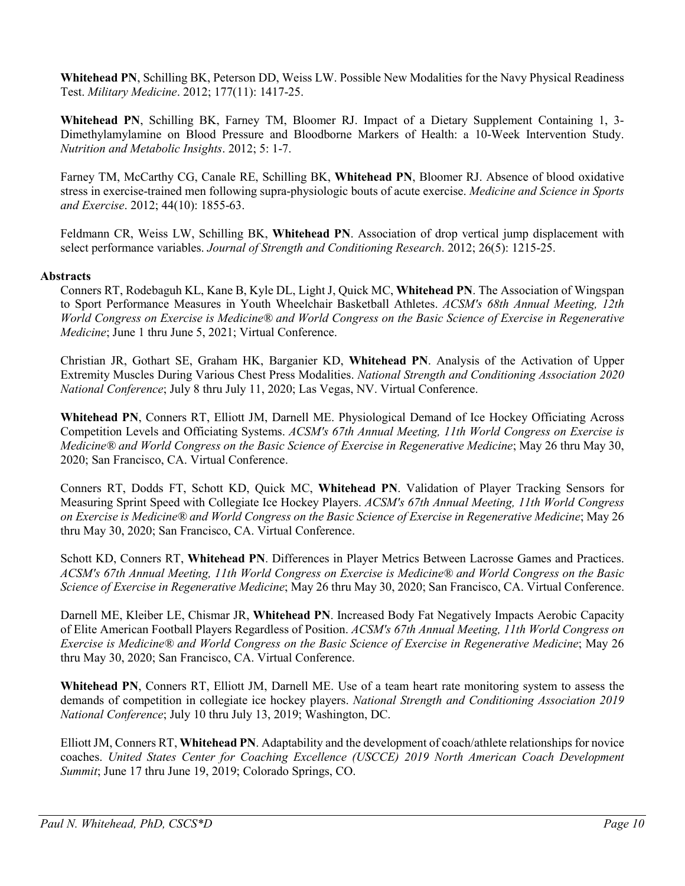**Whitehead PN**, Schilling BK, Peterson DD, Weiss LW. Possible New Modalities for the Navy Physical Readiness Test. *Military Medicine*. 2012; 177(11): 1417-25.

**Whitehead PN**, Schilling BK, Farney TM, Bloomer RJ. Impact of a Dietary Supplement Containing 1, 3-Dimethylamylamine on Blood Pressure and Bloodborne Markers of Health: a 10-Week Intervention Study. *Nutrition and Metabolic Insights*. 2012; 5: 1-7.

Farney TM, McCarthy CG, Canale RE, Schilling BK, **Whitehead PN**, Bloomer RJ. Absence of blood oxidative stress in exercise-trained men following supra-physiologic bouts of acute exercise. *Medicine and Science in Sports and Exercise*. 2012; 44(10): 1855-63.

Feldmann CR, Weiss LW, Schilling BK, **Whitehead PN**. Association of drop vertical jump displacement with select performance variables. *Journal of Strength and Conditioning Research*. 2012; 26(5): 1215-25.

**Abstracts**

Conners RT, Rodebaguh KL, Kane B, Kyle DL, Light J, Quick MC, **Whitehead PN**. The Association of Wingspan to Sport Performance Measures in Youth Wheelchair Basketball Athletes. *ACSM's 68th Annual Meeting, 12th World Congress on Exercise is Medicine® and World Congress on the Basic Science of Exercise in Regenerative Medicine*; June 1 thru June 5, 2021; Virtual Conference.

Christian JR, Gothart SE, Graham HK, Barganier KD, **Whitehead PN**. Analysis of the Activation of Upper Extremity Muscles During Various Chest Press Modalities. *National Strength and Conditioning Association 2020 National Conference*; July 8 thru July 11, 2020; Las Vegas, NV. Virtual Conference.

**Whitehead PN**, Conners RT, Elliott JM, Darnell ME. Physiological Demand of Ice Hockey Officiating Across Competition Levels and Officiating Systems. *ACSM's 67th Annual Meeting, 11th World Congress on Exercise is Medicine® and World Congress on the Basic Science of Exercise in Regenerative Medicine*; May 26 thru May 30, 2020; San Francisco, CA. Virtual Conference.

Conners RT, Dodds FT, Schott KD, Quick MC, **Whitehead PN**. Validation of Player Tracking Sensors for Measuring Sprint Speed with Collegiate Ice Hockey Players. *ACSM's 67th Annual Meeting, 11th World Congress on Exercise is Medicine® and World Congress on the Basic Science of Exercise in Regenerative Medicine*; May 26 thru May 30, 2020; San Francisco, CA. Virtual Conference.

Schott KD, Conners RT, **Whitehead PN**. Differences in Player Metrics Between Lacrosse Games and Practices. *ACSM's 67th Annual Meeting, 11th World Congress on Exercise is Medicine® and World Congress on the Basic Science of Exercise in Regenerative Medicine*; May 26 thru May 30, 2020; San Francisco, CA. Virtual Conference.

Darnell ME, Kleiber LE, Chismar JR, **Whitehead PN**. Increased Body Fat Negatively Impacts Aerobic Capacity of Elite American Football Players Regardless of Position. *ACSM's 67th Annual Meeting, 11th World Congress on Exercise is Medicine® and World Congress on the Basic Science of Exercise in Regenerative Medicine*; May 26 thru May 30, 2020; San Francisco, CA. Virtual Conference.

**Whitehead PN**, Conners RT, Elliott JM, Darnell ME. Use of a team heart rate monitoring system to assess the demands of competition in collegiate ice hockey players. *National Strength and Conditioning Association 2019 National Conference*; July 10 thru July 13, 2019; Washington, DC.

Elliott JM, Conners RT, **Whitehead PN**. Adaptability and the development of coach/athlete relationships for novice coaches. *United States Center for Coaching Excellence (USCCE) 2019 North American Coach Development Summit*; June 17 thru June 19, 2019; Colorado Springs, CO.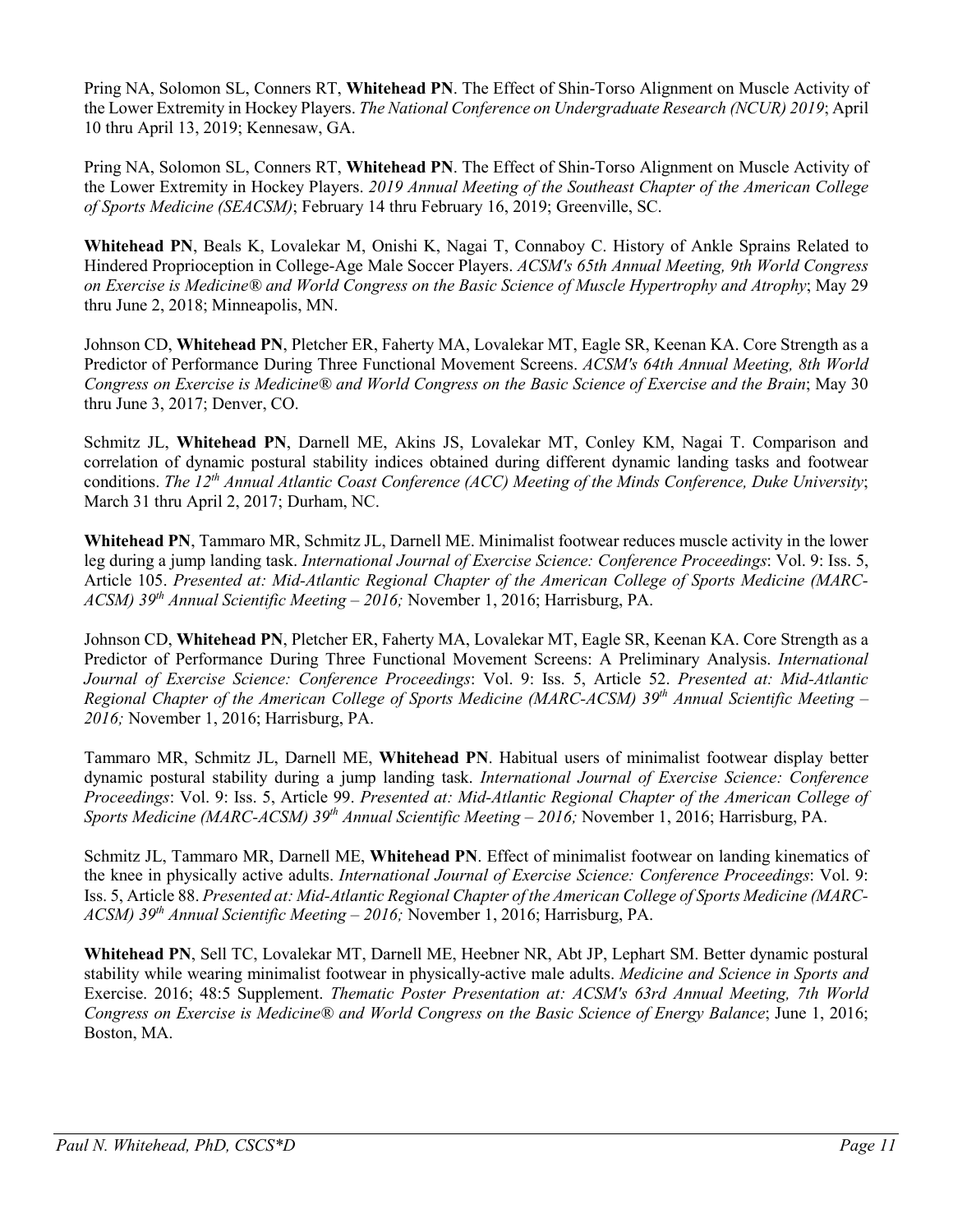Pring NA, Solomon SL, Conners RT, **Whitehead PN**. The Effect of Shin-Torso Alignment on Muscle Activity of the Lower Extremity in Hockey Players. *The National Conference on Undergraduate Research (NCUR) 2019*; April 10 thru April 13, 2019; Kennesaw, GA.

Pring NA, Solomon SL, Conners RT, **Whitehead PN**. The Effect of Shin-Torso Alignment on Muscle Activity of the Lower Extremity in Hockey Players. *2019 Annual Meeting of the Southeast Chapter of the American College of Sports Medicine (SEACSM)*; February 14 thru February 16, 2019; Greenville, SC.

**Whitehead PN**, Beals K, Lovalekar M, Onishi K, Nagai T, Connaboy C. History of Ankle Sprains Related to Hindered Proprioception in College-Age Male Soccer Players. *ACSM's 65th Annual Meeting, 9th World Congress on Exercise is Medicine® and World Congress on the Basic Science of Muscle Hypertrophy and Atrophy*; May 29 thru June 2, 2018; Minneapolis, MN.

Johnson CD, **Whitehead PN**, Pletcher ER, Faherty MA, Lovalekar MT, Eagle SR, Keenan KA. Core Strength as a Predictor of Performance During Three Functional Movement Screens. *ACSM's 64th Annual Meeting, 8th World Congress on Exercise is Medicine® and World Congress on the Basic Science of Exercise and the Brain*; May 30 thru June 3, 2017; Denver, CO.

Schmitz JL, **Whitehead PN**, Darnell ME, Akins JS, Lovalekar MT, Conley KM, Nagai T. Comparison and correlation of dynamic postural stability indices obtained during different dynamic landing tasks and footwear conditions. *The 12th Annual Atlantic Coast Conference (ACC) Meeting of the Minds Conference, Duke University*; March 31 thru April 2, 2017; Durham, NC.

**Whitehead PN**, Tammaro MR, Schmitz JL, Darnell ME. Minimalist footwear reduces muscle activity in the lower leg during a jump landing task. *International Journal of Exercise Science: Conference Proceedings*: Vol. 9: Iss. 5, Article 105. *Presented at: Mid-Atlantic Regional Chapter of the American College of Sports Medicine (MARC-ACSM) 39th Annual Scientific Meeting – 2016;* November 1, 2016; Harrisburg, PA.

Johnson CD, **Whitehead PN**, Pletcher ER, Faherty MA, Lovalekar MT, Eagle SR, Keenan KA. Core Strength as a Predictor of Performance During Three Functional Movement Screens: A Preliminary Analysis. *International Journal of Exercise Science: Conference Proceedings*: Vol. 9: Iss. 5, Article 52. *Presented at: Mid-Atlantic Regional Chapter of the American College of Sports Medicine (MARC-ACSM) 39th Annual Scientific Meeting – 2016;* November 1, 2016; Harrisburg, PA.

Tammaro MR, Schmitz JL, Darnell ME, **Whitehead PN**. Habitual users of minimalist footwear display better dynamic postural stability during a jump landing task. *International Journal of Exercise Science: Conference Proceedings*: Vol. 9: Iss. 5, Article 99. *Presented at: Mid-Atlantic Regional Chapter of the American College of Sports Medicine (MARC-ACSM) 39th Annual Scientific Meeting – 2016;* November 1, 2016; Harrisburg, PA.

Schmitz JL, Tammaro MR, Darnell ME, **Whitehead PN**. Effect of minimalist footwear on landing kinematics of the knee in physically active adults. *International Journal of Exercise Science: Conference Proceedings*: Vol. 9: Iss. 5, Article 88. *Presented at: Mid-Atlantic Regional Chapter of the American College of Sports Medicine (MARC-ACSM) 39th Annual Scientific Meeting – 2016;* November 1, 2016; Harrisburg, PA.

**Whitehead PN**, Sell TC, Lovalekar MT, Darnell ME, Heebner NR, Abt JP, Lephart SM. Better dynamic postural stability while wearing minimalist footwear in physically-active male adults. *Medicine and Science in Sports and* Exercise. 2016; 48:5 Supplement. *Thematic Poster Presentation at: ACSM's 63rd Annual Meeting, 7th World Congress on Exercise is Medicine® and World Congress on the Basic Science of Energy Balance*; June 1, 2016; Boston, MA.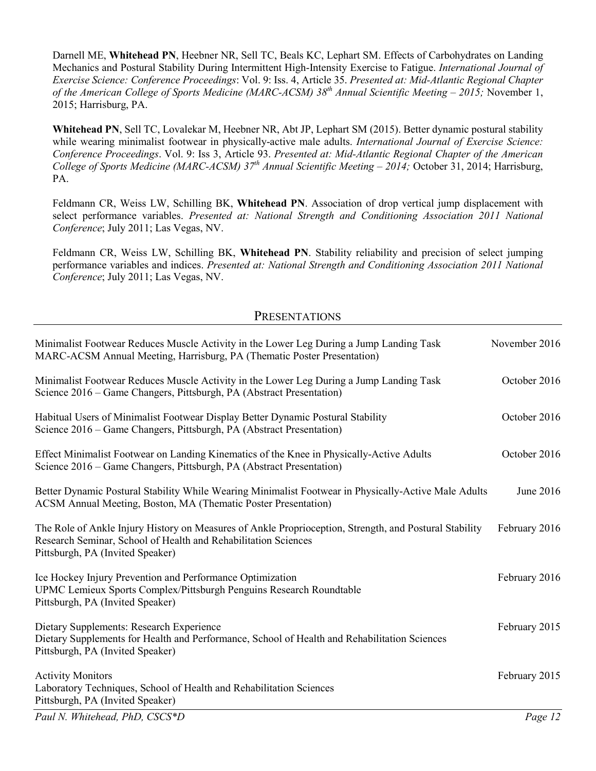Darnell ME, **Whitehead PN**, Heebner NR, Sell TC, Beals KC, Lephart SM. Effects of Carbohydrates on Landing Mechanics and Postural Stability During Intermittent High-Intensity Exercise to Fatigue. *International Journal of Exercise Science: Conference Proceedings*: Vol. 9: Iss. 4, Article 35. *Presented at: Mid-Atlantic Regional Chapter of the American College of Sports Medicine (MARC-ACSM) 38th Annual Scientific Meeting – 2015;* November 1, 2015; Harrisburg, PA.

**Whitehead PN**, Sell TC, Lovalekar M, Heebner NR, Abt JP, Lephart SM (2015). Better dynamic postural stability while wearing minimalist footwear in physically-active male adults. *International Journal of Exercise Science: Conference Proceedings*. Vol. 9: Iss 3, Article 93. *Presented at: Mid-Atlantic Regional Chapter of the American College of Sports Medicine (MARC-ACSM) 37th Annual Scientific Meeting – 2014;* October 31, 2014; Harrisburg, PA.

Feldmann CR, Weiss LW, Schilling BK, **Whitehead PN**. Association of drop vertical jump displacement with select performance variables. *Presented at: National Strength and Conditioning Association 2011 National Conference*; July 2011; Las Vegas, NV.

Feldmann CR, Weiss LW, Schilling BK, **Whitehead PN**. Stability reliability and precision of select jumping performance variables and indices. *Presented at: National Strength and Conditioning Association 2011 National Conference*; July 2011; Las Vegas, NV.

## Presentations

Minimalist Footwear Reduces Muscle Activity in the Lower Leg During a Jump Landing Task — November 2016
MARC-ACSM Annual Meeting, Harrisburg, PA (Thematic Poster Presentation)

Minimalist Footwear Reduces Muscle Activity in the Lower Leg During a Jump Landing Task — October 2016
Science 2016 – Game Changers, Pittsburgh, PA (Abstract Presentation)

Habitual Users of Minimalist Footwear Display Better Dynamic Postural Stability — October 2016
Science 2016 – Game Changers, Pittsburgh, PA (Abstract Presentation)

Effect Minimalist Footwear on Landing Kinematics of the Knee in Physically-Active Adults — October 2016
Science 2016 – Game Changers, Pittsburgh, PA (Abstract Presentation)

Better Dynamic Postural Stability While Wearing Minimalist Footwear in Physically-Active Male Adults — June 2016
ACSM Annual Meeting, Boston, MA (Thematic Poster Presentation)

The Role of Ankle Injury History on Measures of Ankle Proprioception, Strength, and Postural Stability — February 2016
Research Seminar, School of Health and Rehabilitation Sciences
Pittsburgh, PA (Invited Speaker)

Ice Hockey Injury Prevention and Performance Optimization — February 2016
UPMC Lemieux Sports Complex/Pittsburgh Penguins Research Roundtable
Pittsburgh, PA (Invited Speaker)

Dietary Supplements: Research Experience — February 2015
Dietary Supplements for Health and Performance, School of Health and Rehabilitation Sciences
Pittsburgh, PA (Invited Speaker)

Activity Monitors — February 2015
Laboratory Techniques, School of Health and Rehabilitation Sciences
Pittsburgh, PA (Invited Speaker)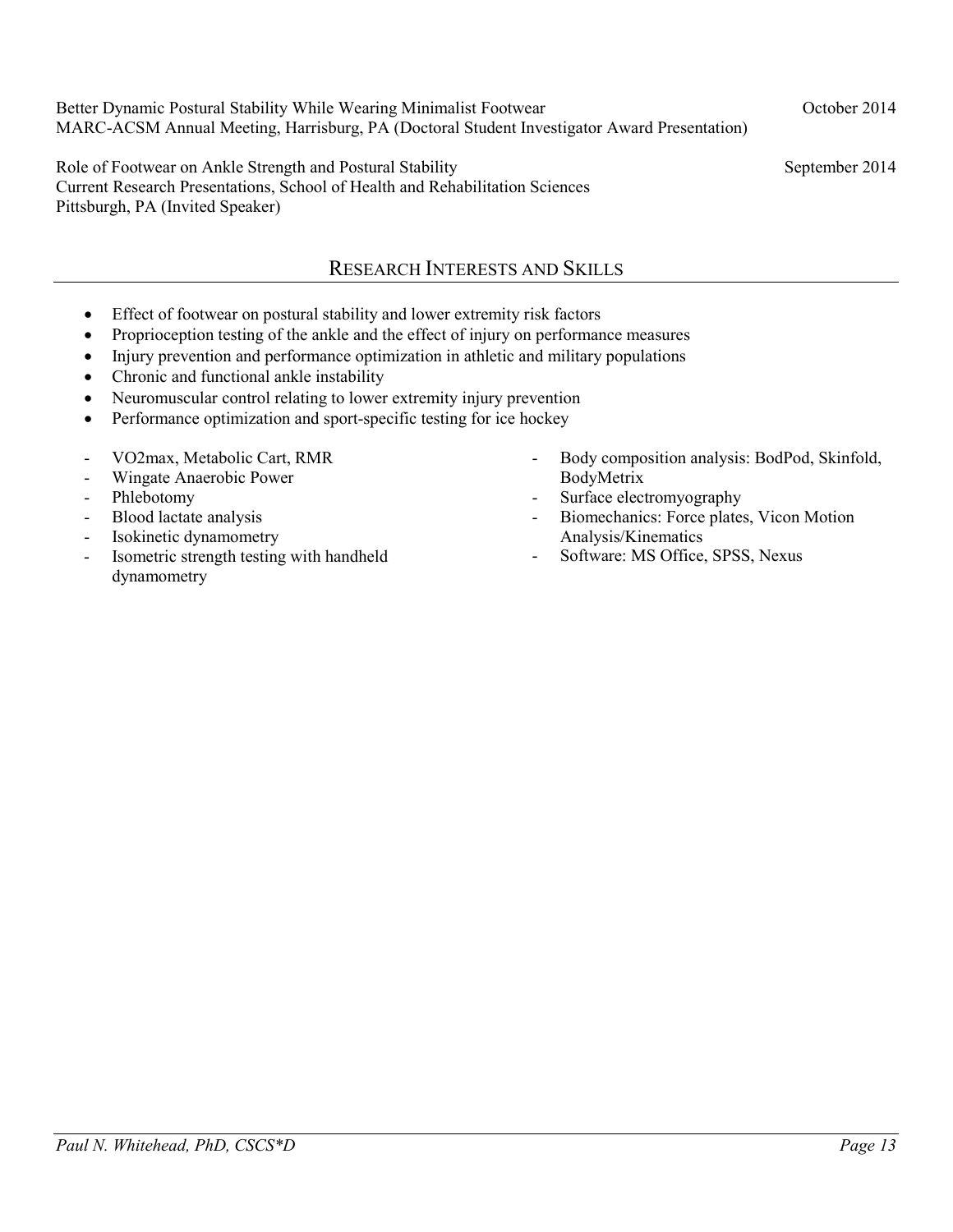Better Dynamic Postural Stability While Wearing Minimalist Footwear — October 2014
MARC-ACSM Annual Meeting, Harrisburg, PA (Doctoral Student Investigator Award Presentation)

Role of Footwear on Ankle Strength and Postural Stability — September 2014
Current Research Presentations, School of Health and Rehabilitation Sciences
Pittsburgh, PA (Invited Speaker)

## RESEARCH INTERESTS AND SKILLS

- Effect of footwear on postural stability and lower extremity risk factors
- Proprioception testing of the ankle and the effect of injury on performance measures
- Injury prevention and performance optimization in athletic and military populations
- Chronic and functional ankle instability
- Neuromuscular control relating to lower extremity injury prevention
- Performance optimization and sport-specific testing for ice hockey

- VO2max, Metabolic Cart, RMR
- Wingate Anaerobic Power
- Phlebotomy
- Blood lactate analysis
- Isokinetic dynamometry
- Isometric strength testing with handheld dynamometry
- Body composition analysis: BodPod, Skinfold, BodyMetrix
- Surface electromyography
- Biomechanics: Force plates, Vicon Motion Analysis/Kinematics
- Software: MS Office, SPSS, Nexus